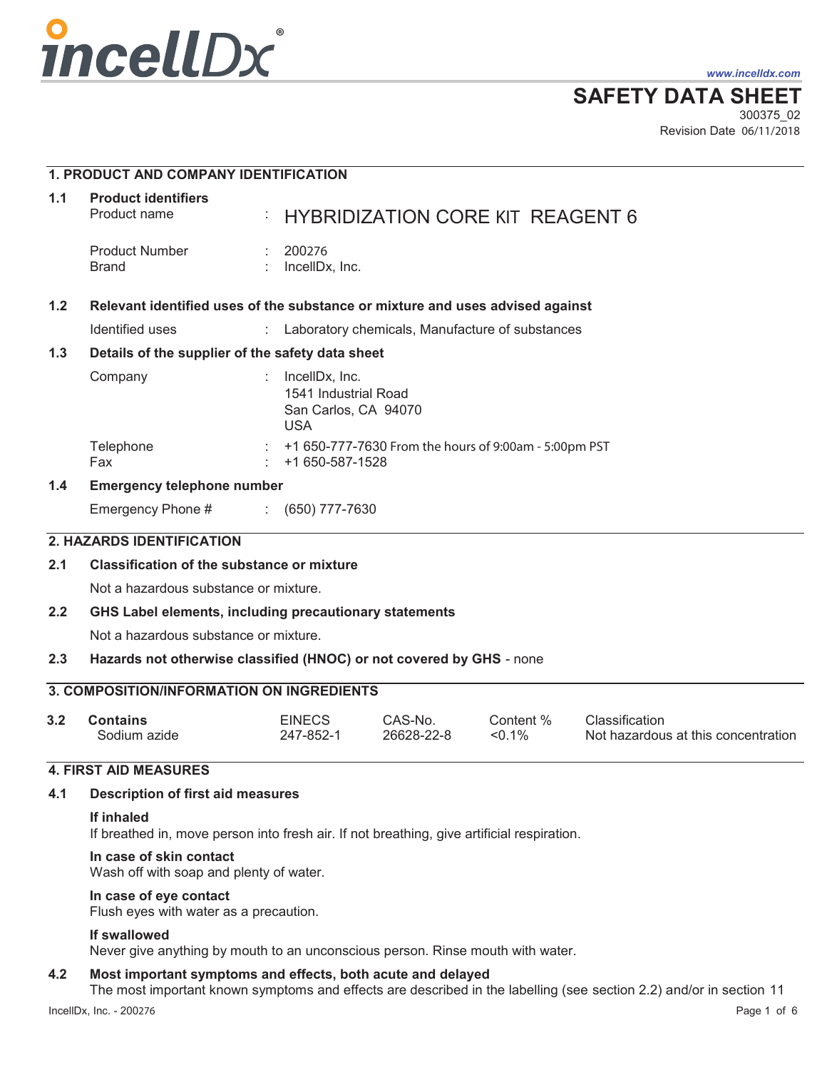incellDx®

www.incelldx.com

# SAFETY DATA SHEET

300375_02
Revision Date 06/11/2018

## 1. PRODUCT AND COMPANY IDENTIFICATION

### 1.1 Product identifiers

| | | |
|---|---|---|
| Product name | : | HYBRIDIZATION CORE KIT REAGENT 6 |
| Product Number | : | 200276 |
| Brand | : | IncellDx, Inc. |

### 1.2 Relevant identified uses of the substance or mixture and uses advised against

| | | |
|---|---|---|
| Identified uses | : | Laboratory chemicals, Manufacture of substances |

### 1.3 Details of the supplier of the safety data sheet

| | | |
|---|---|---|
| Company | : | IncellDx, Inc. 1541 Industrial Road San Carlos, CA 94070 USA |
| Telephone | : | +1 650-777-7630 From the hours of 9:00am - 5:00pm PST |
| Fax | : | +1 650-587-1528 |

### 1.4 Emergency telephone number

| | | |
|---|---|---|
| Emergency Phone # | : | (650) 777-7630 |

## 2. HAZARDS IDENTIFICATION

### 2.1 Classification of the substance or mixture

Not a hazardous substance or mixture.

### 2.2 GHS Label elements, including precautionary statements

Not a hazardous substance or mixture.

### 2.3 Hazards not otherwise classified (HNOC) or not covered by GHS - none

## 3. COMPOSITION/INFORMATION ON INGREDIENTS

### 3.2

| Contains | EINECS | CAS-No. | Content % | Classification |
|---|---|---|---|---|
| Sodium azide | 247-852-1 | 26628-22-8 | <0.1% | Not hazardous at this concentration |

## 4. FIRST AID MEASURES

### 4.1 Description of first aid measures

**If inhaled**
If breathed in, move person into fresh air. If not breathing, give artificial respiration.

**In case of skin contact**
Wash off with soap and plenty of water.

**In case of eye contact**
Flush eyes with water as a precaution.

**If swallowed**
Never give anything by mouth to an unconscious person. Rinse mouth with water.

### 4.2 Most important symptoms and effects, both acute and delayed

The most important known symptoms and effects are described in the labelling (see section 2.2) and/or in section 11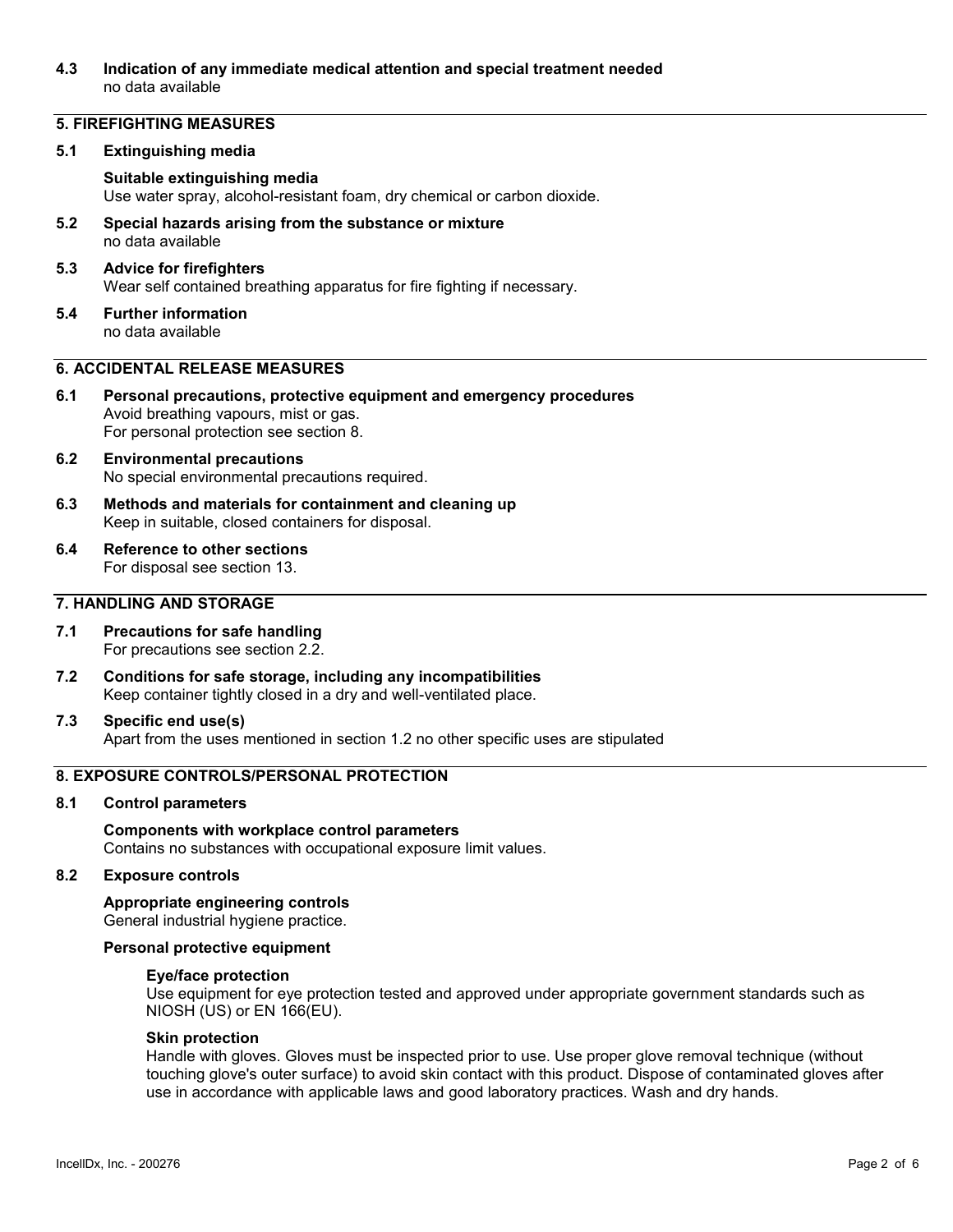### 4.3 Indication of any immediate medical attention and special treatment needed

no data available

## 5. FIREFIGHTING MEASURES

### 5.1 Extinguishing media

**Suitable extinguishing media**

Use water spray, alcohol-resistant foam, dry chemical or carbon dioxide.

### 5.2 Special hazards arising from the substance or mixture

no data available

### 5.3 Advice for firefighters

Wear self contained breathing apparatus for fire fighting if necessary.

### 5.4 Further information

no data available

## 6. ACCIDENTAL RELEASE MEASURES

### 6.1 Personal precautions, protective equipment and emergency procedures

Avoid breathing vapours, mist or gas.
For personal protection see section 8.

### 6.2 Environmental precautions

No special environmental precautions required.

### 6.3 Methods and materials for containment and cleaning up

Keep in suitable, closed containers for disposal.

### 6.4 Reference to other sections

For disposal see section 13.

## 7. HANDLING AND STORAGE

### 7.1 Precautions for safe handling

For precautions see section 2.2.

### 7.2 Conditions for safe storage, including any incompatibilities

Keep container tightly closed in a dry and well-ventilated place.

### 7.3 Specific end use(s)

Apart from the uses mentioned in section 1.2 no other specific uses are stipulated

## 8. EXPOSURE CONTROLS/PERSONAL PROTECTION

### 8.1 Control parameters

**Components with workplace control parameters**

Contains no substances with occupational exposure limit values.

### 8.2 Exposure controls

**Appropriate engineering controls**

General industrial hygiene practice.

**Personal protective equipment**

**Eye/face protection**

Use equipment for eye protection tested and approved under appropriate government standards such as NIOSH (US) or EN 166(EU).

**Skin protection**

Handle with gloves. Gloves must be inspected prior to use. Use proper glove removal technique (without touching glove's outer surface) to avoid skin contact with this product. Dispose of contaminated gloves after use in accordance with applicable laws and good laboratory practices. Wash and dry hands.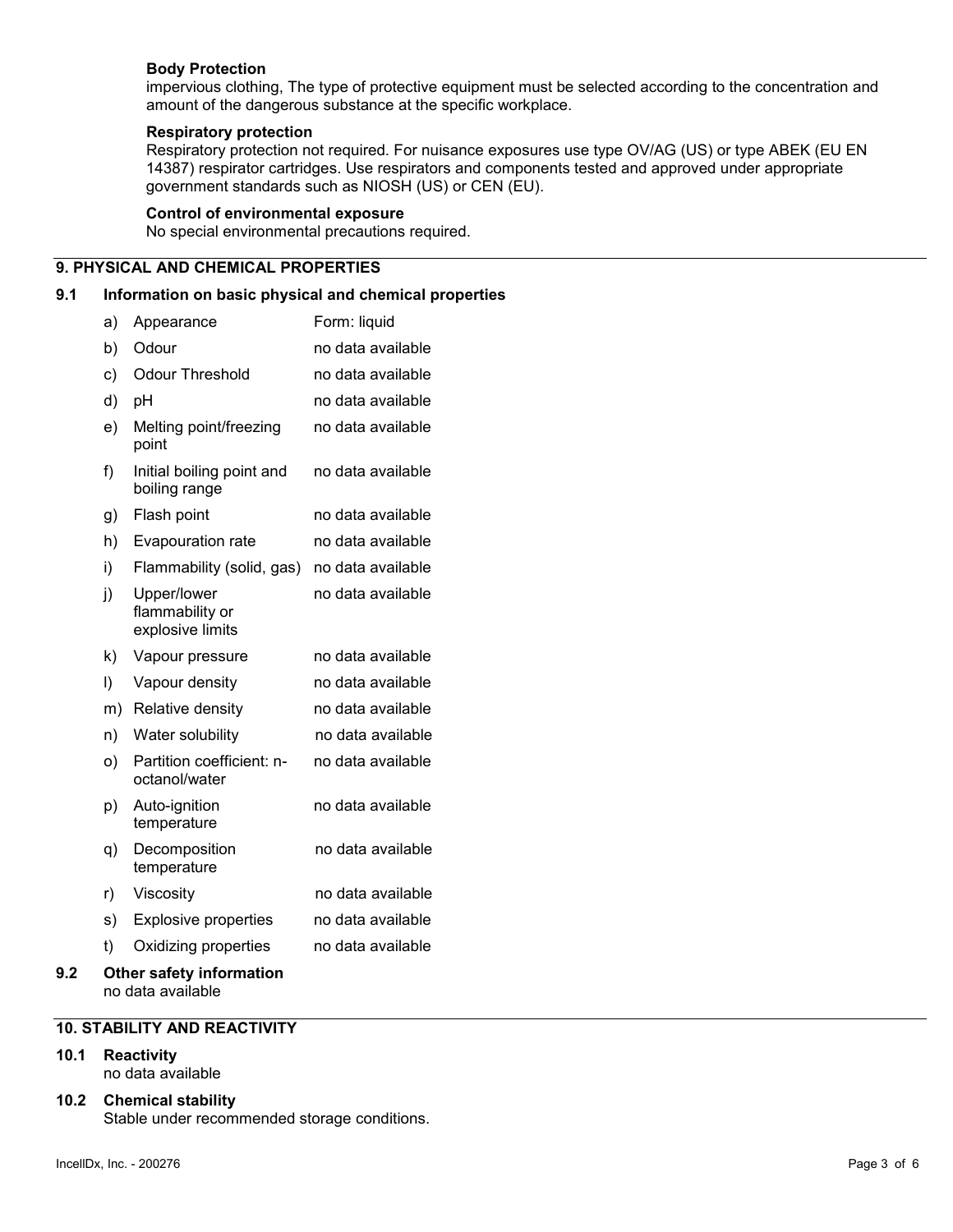**Body Protection**

impervious clothing, The type of protective equipment must be selected according to the concentration and amount of the dangerous substance at the specific workplace.

**Respiratory protection**

Respiratory protection not required. For nuisance exposures use type OV/AG (US) or type ABEK (EU EN 14387) respirator cartridges. Use respirators and components tested and approved under appropriate government standards such as NIOSH (US) or CEN (EU).

**Control of environmental exposure**

No special environmental precautions required.

## 9. PHYSICAL AND CHEMICAL PROPERTIES

### 9.1 Information on basic physical and chemical properties

| | Property | Value |
|---|---|---|
| a) | Appearance | Form: liquid |
| b) | Odour | no data available |
| c) | Odour Threshold | no data available |
| d) | pH | no data available |
| e) | Melting point/freezing point | no data available |
| f) | Initial boiling point and boiling range | no data available |
| g) | Flash point | no data available |
| h) | Evapouration rate | no data available |
| i) | Flammability (solid, gas) | no data available |
| j) | Upper/lower flammability or explosive limits | no data available |
| k) | Vapour pressure | no data available |
| l) | Vapour density | no data available |
| m) | Relative density | no data available |
| n) | Water solubility | no data available |
| o) | Partition coefficient: n-octanol/water | no data available |
| p) | Auto-ignition temperature | no data available |
| q) | Decomposition temperature | no data available |
| r) | Viscosity | no data available |
| s) | Explosive properties | no data available |
| t) | Oxidizing properties | no data available |

### 9.2 Other safety information

no data available

## 10. STABILITY AND REACTIVITY

### 10.1 Reactivity

no data available

### 10.2 Chemical stability

Stable under recommended storage conditions.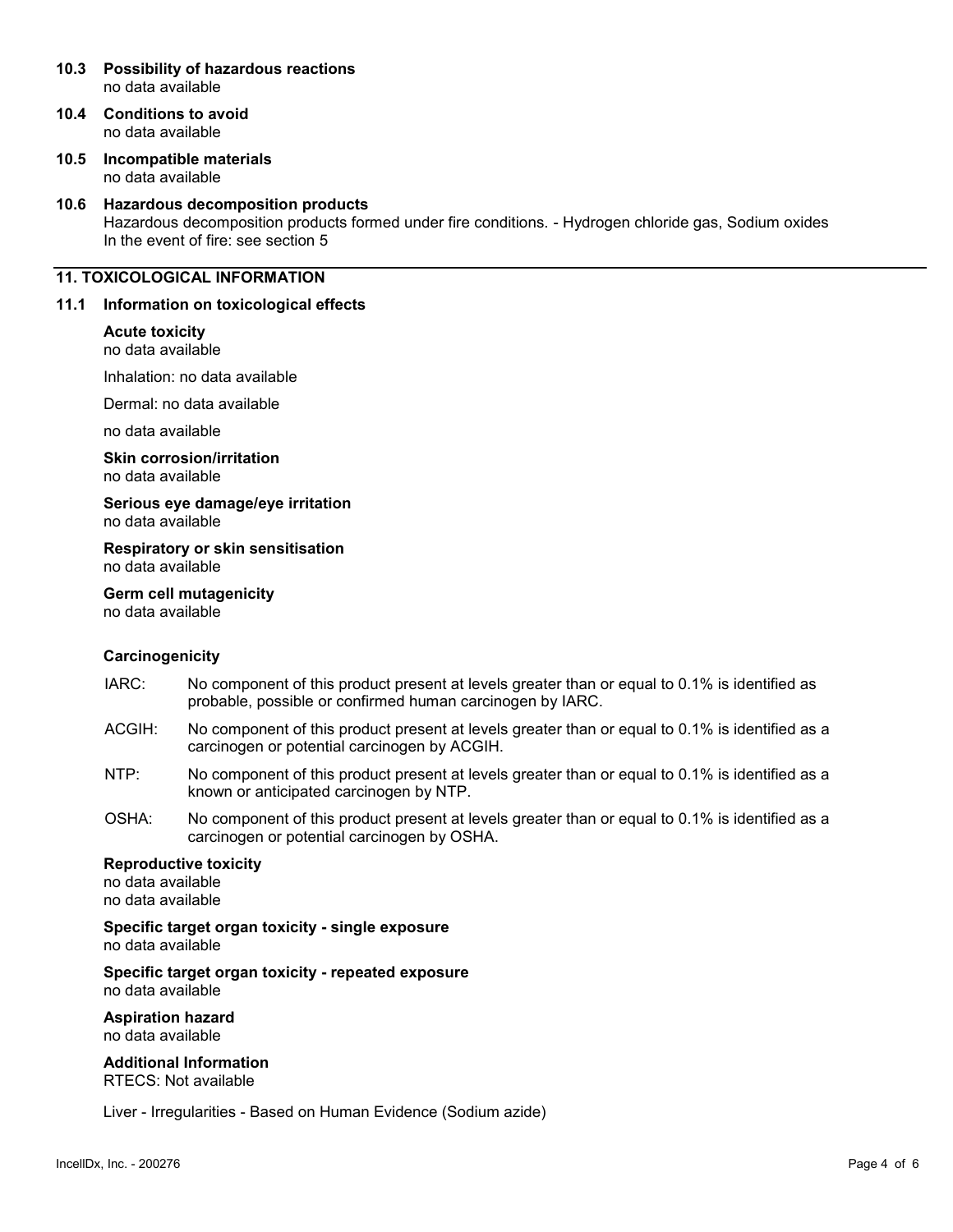**10.3 Possibility of hazardous reactions**
no data available

**10.4 Conditions to avoid**
no data available

**10.5 Incompatible materials**
no data available

**10.6 Hazardous decomposition products**
Hazardous decomposition products formed under fire conditions. - Hydrogen chloride gas, Sodium oxides
In the event of fire: see section 5

## 11. TOXICOLOGICAL INFORMATION

### 11.1 Information on toxicological effects

**Acute toxicity**
no data available

Inhalation: no data available

Dermal: no data available

no data available

**Skin corrosion/irritation**
no data available

**Serious eye damage/eye irritation**
no data available

**Respiratory or skin sensitisation**
no data available

**Germ cell mutagenicity**
no data available

**Carcinogenicity**

IARC: No component of this product present at levels greater than or equal to 0.1% is identified as probable, possible or confirmed human carcinogen by IARC.

ACGIH: No component of this product present at levels greater than or equal to 0.1% is identified as a carcinogen or potential carcinogen by ACGIH.

NTP: No component of this product present at levels greater than or equal to 0.1% is identified as a known or anticipated carcinogen by NTP.

OSHA: No component of this product present at levels greater than or equal to 0.1% is identified as a carcinogen or potential carcinogen by OSHA.

**Reproductive toxicity**
no data available
no data available

**Specific target organ toxicity - single exposure**
no data available

**Specific target organ toxicity - repeated exposure**
no data available

**Aspiration hazard**
no data available

**Additional Information**
RTECS: Not available

Liver - Irregularities - Based on Human Evidence (Sodium azide)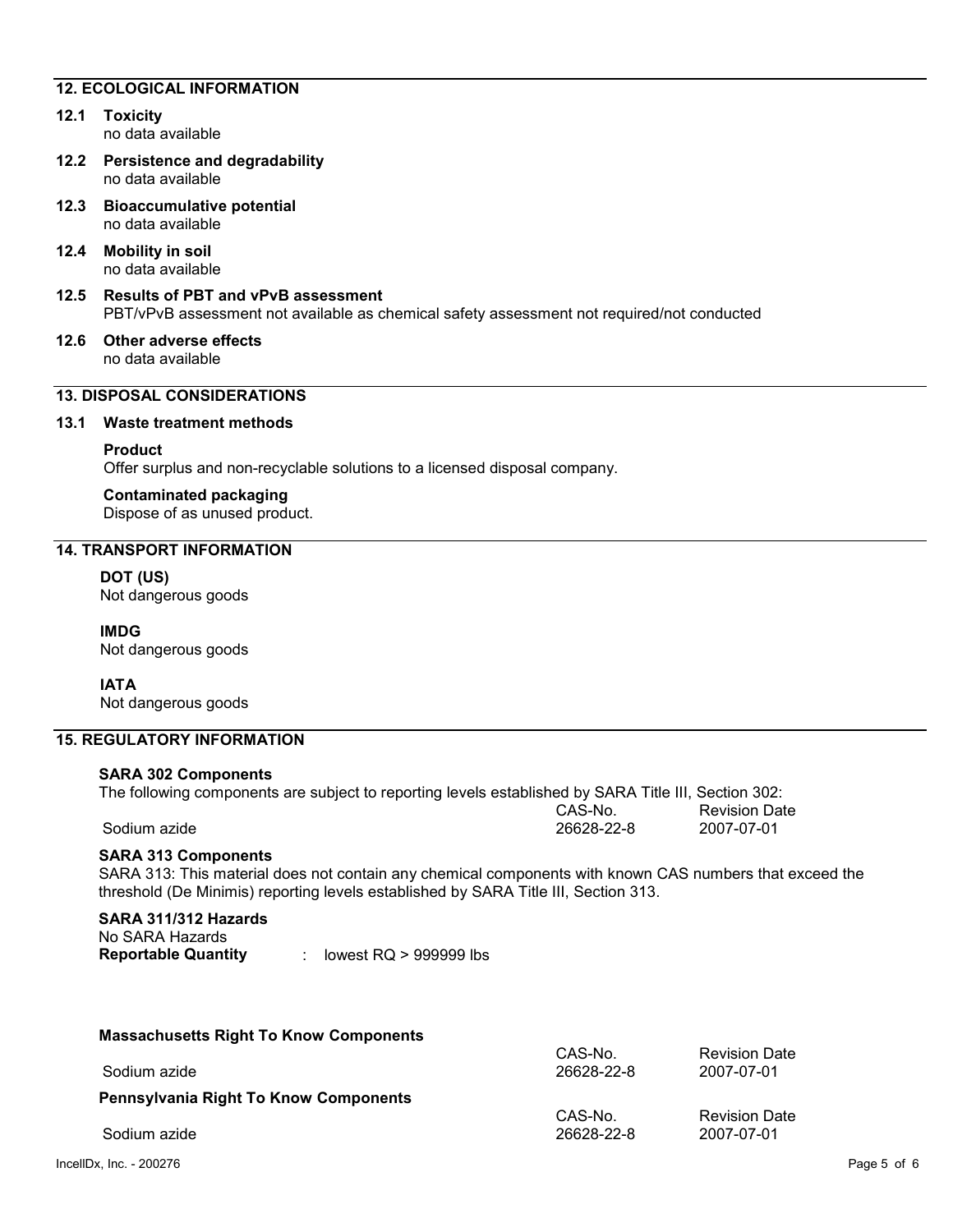## 12. ECOLOGICAL INFORMATION

### 12.1 Toxicity

no data available

### 12.2 Persistence and degradability

no data available

### 12.3 Bioaccumulative potential

no data available

### 12.4 Mobility in soil

no data available

### 12.5 Results of PBT and vPvB assessment

PBT/vPvB assessment not available as chemical safety assessment not required/not conducted

### 12.6 Other adverse effects

no data available

## 13. DISPOSAL CONSIDERATIONS

### 13.1 Waste treatment methods

**Product**

Offer surplus and non-recyclable solutions to a licensed disposal company.

**Contaminated packaging**

Dispose of as unused product.

## 14. TRANSPORT INFORMATION

**DOT (US)**

Not dangerous goods

**IMDG**

Not dangerous goods

**IATA**

Not dangerous goods

## 15. REGULATORY INFORMATION

**SARA 302 Components**

The following components are subject to reporting levels established by SARA Title III, Section 302:

| | CAS-No. | Revision Date |
|---|---|---|
| Sodium azide | 26628-22-8 | 2007-07-01 |

**SARA 313 Components**

SARA 313: This material does not contain any chemical components with known CAS numbers that exceed the threshold (De Minimis) reporting levels established by SARA Title III, Section 313.

**SARA 311/312 Hazards**

No SARA Hazards

**Reportable Quantity** : lowest RQ > 999999 lbs

**Massachusetts Right To Know Components**

| | CAS-No. | Revision Date |
|---|---|---|
| Sodium azide | 26628-22-8 | 2007-07-01 |

**Pennsylvania Right To Know Components**

| | CAS-No. | Revision Date |
|---|---|---|
| Sodium azide | 26628-22-8 | 2007-07-01 |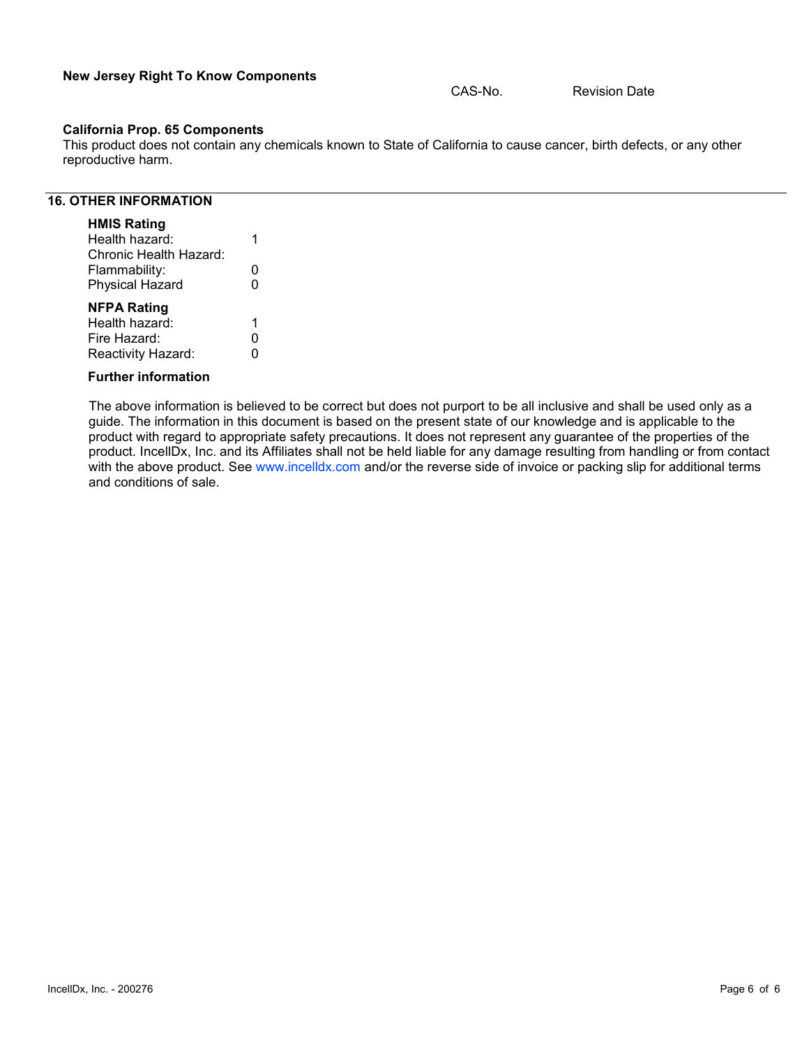**New Jersey Right To Know Components**

| | CAS-No. | Revision Date |
|---|---|---|

**California Prop. 65 Components**

This product does not contain any chemicals known to State of California to cause cancer, birth defects, or any other reproductive harm.

## 16. OTHER INFORMATION

**HMIS Rating**

| | |
|---|---|
| Health hazard: | 1 |
| Chronic Health Hazard: | |
| Flammability: | 0 |
| Physical Hazard | 0 |

**NFPA Rating**

| | |
|---|---|
| Health hazard: | 1 |
| Fire Hazard: | 0 |
| Reactivity Hazard: | 0 |

**Further information**

The above information is believed to be correct but does not purport to be all inclusive and shall be used only as a guide. The information in this document is based on the present state of our knowledge and is applicable to the product with regard to appropriate safety precautions. It does not represent any guarantee of the properties of the product. IncellDx, Inc. and its Affiliates shall not be held liable for any damage resulting from handling or from contact with the above product. See www.incelldx.com and/or the reverse side of invoice or packing slip for additional terms and conditions of sale.